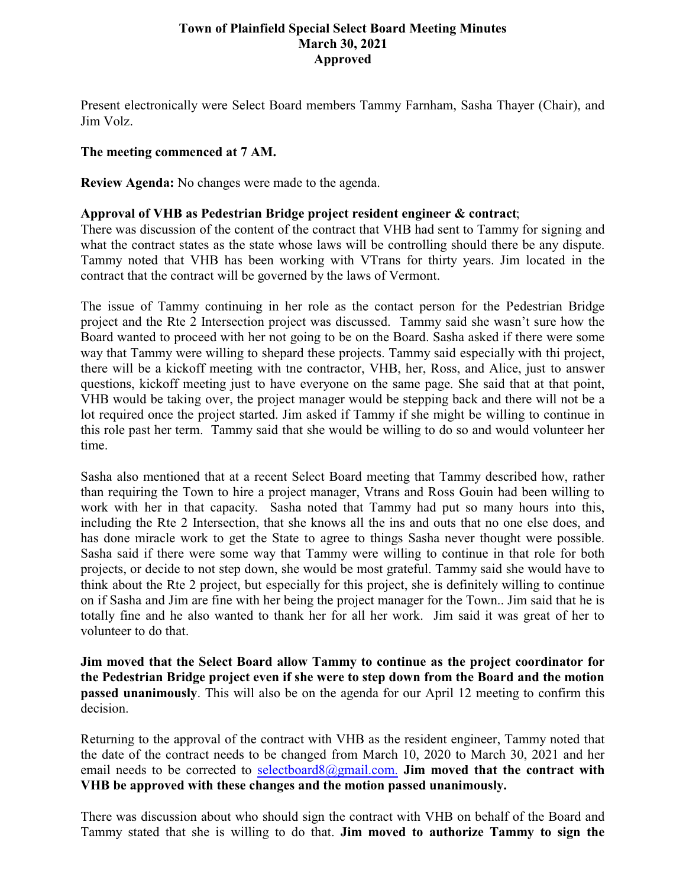# Town of Plainfield Special Select Board Meeting Minutes
## March 30, 2021
## Approved

Present electronically were Select Board members Tammy Farnham, Sasha Thayer (Chair), and Jim Volz.

**The meeting commenced at 7 AM.**

**Review Agenda:** No changes were made to the agenda.

**Approval of VHB as Pedestrian Bridge project resident engineer & contract**;
There was discussion of the content of the contract that VHB had sent to Tammy for signing and what the contract states as the state whose laws will be controlling should there be any dispute. Tammy noted that VHB has been working with VTrans for thirty years. Jim located in the contract that the contract will be governed by the laws of Vermont.

The issue of Tammy continuing in her role as the contact person for the Pedestrian Bridge project and the Rte 2 Intersection project was discussed. Tammy said she wasn't sure how the Board wanted to proceed with her not going to be on the Board. Sasha asked if there were some way that Tammy were willing to shepard these projects. Tammy said especially with thi project, there will be a kickoff meeting with tne contractor, VHB, her, Ross, and Alice, just to answer questions, kickoff meeting just to have everyone on the same page. She said that at that point, VHB would be taking over, the project manager would be stepping back and there will not be a lot required once the project started. Jim asked if Tammy if she might be willing to continue in this role past her term. Tammy said that she would be willing to do so and would volunteer her time.

Sasha also mentioned that at a recent Select Board meeting that Tammy described how, rather than requiring the Town to hire a project manager, Vtrans and Ross Gouin had been willing to work with her in that capacity. Sasha noted that Tammy had put so many hours into this, including the Rte 2 Intersection, that she knows all the ins and outs that no one else does, and has done miracle work to get the State to agree to things Sasha never thought were possible. Sasha said if there were some way that Tammy were willing to continue in that role for both projects, or decide to not step down, she would be most grateful. Tammy said she would have to think about the Rte 2 project, but especially for this project, she is definitely willing to continue on if Sasha and Jim are fine with her being the project manager for the Town.. Jim said that he is totally fine and he also wanted to thank her for all her work. Jim said it was great of her to volunteer to do that.

**Jim moved that the Select Board allow Tammy to continue as the project coordinator for the Pedestrian Bridge project even if she were to step down from the Board and the motion passed unanimously**. This will also be on the agenda for our April 12 meeting to confirm this decision.

Returning to the approval of the contract with VHB as the resident engineer, Tammy noted that the date of the contract needs to be changed from March 10, 2020 to March 30, 2021 and her email needs to be corrected to selectboard8@gmail.com. **Jim moved that the contract with VHB be approved with these changes and the motion passed unanimously.**

There was discussion about who should sign the contract with VHB on behalf of the Board and Tammy stated that she is willing to do that. **Jim moved to authorize Tammy to sign the**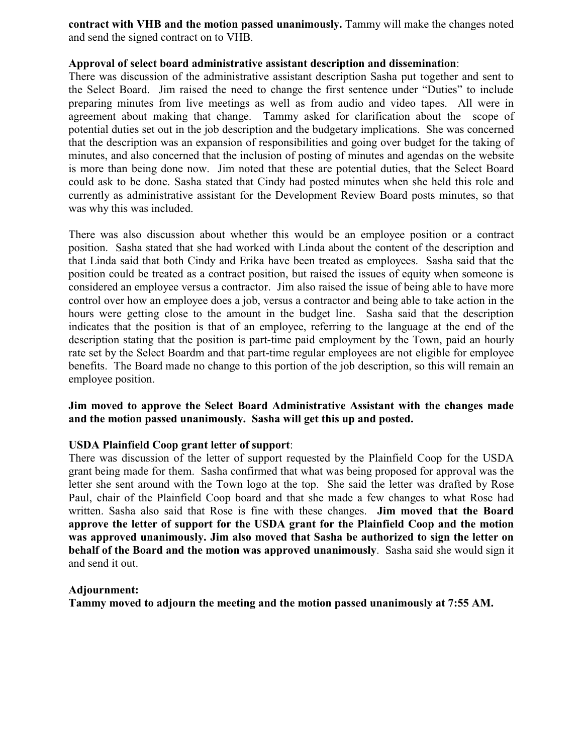**contract with VHB and the motion passed unanimously.** Tammy will make the changes noted and send the signed contract on to VHB.

**Approval of select board administrative assistant description and dissemination**:

There was discussion of the administrative assistant description Sasha put together and sent to the Select Board. Jim raised the need to change the first sentence under "Duties" to include preparing minutes from live meetings as well as from audio and video tapes. All were in agreement about making that change. Tammy asked for clarification about the scope of potential duties set out in the job description and the budgetary implications. She was concerned that the description was an expansion of responsibilities and going over budget for the taking of minutes, and also concerned that the inclusion of posting of minutes and agendas on the website is more than being done now. Jim noted that these are potential duties, that the Select Board could ask to be done. Sasha stated that Cindy had posted minutes when she held this role and currently as administrative assistant for the Development Review Board posts minutes, so that was why this was included.

There was also discussion about whether this would be an employee position or a contract position. Sasha stated that she had worked with Linda about the content of the description and that Linda said that both Cindy and Erika have been treated as employees. Sasha said that the position could be treated as a contract position, but raised the issues of equity when someone is considered an employee versus a contractor. Jim also raised the issue of being able to have more control over how an employee does a job, versus a contractor and being able to take action in the hours were getting close to the amount in the budget line. Sasha said that the description indicates that the position is that of an employee, referring to the language at the end of the description stating that the position is part-time paid employment by the Town, paid an hourly rate set by the Select Boardm and that part-time regular employees are not eligible for employee benefits. The Board made no change to this portion of the job description, so this will remain an employee position.

**Jim moved to approve the Select Board Administrative Assistant with the changes made and the motion passed unanimously. Sasha will get this up and posted.**

**USDA Plainfield Coop grant letter of support**:

There was discussion of the letter of support requested by the Plainfield Coop for the USDA grant being made for them. Sasha confirmed that what was being proposed for approval was the letter she sent around with the Town logo at the top. She said the letter was drafted by Rose Paul, chair of the Plainfield Coop board and that she made a few changes to what Rose had written. Sasha also said that Rose is fine with these changes. **Jim moved that the Board approve the letter of support for the USDA grant for the Plainfield Coop and the motion was approved unanimously. Jim also moved that Sasha be authorized to sign the letter on behalf of the Board and the motion was approved unanimously**. Sasha said she would sign it and send it out.

**Adjournment:**

**Tammy moved to adjourn the meeting and the motion passed unanimously at 7:55 AM.**